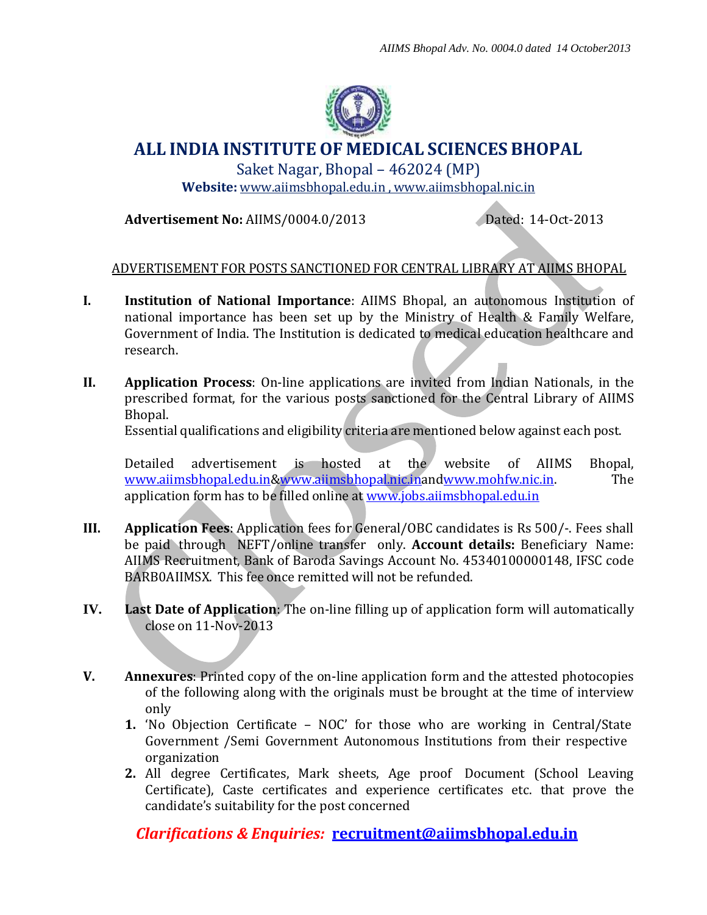# ALL INDIA INSTITUTE OF MEDICAL SCIENCES BHOPAL

Saket Nagar, Bhopal – 462024 (MP)

**Website:** www.aiimsbhopal.edu.in , www.aiimsbhopal.nic.in

**Advertisement No:** AIIMS/0004.0/2013 Dated: 14-Oct-2013

## ADVERTISEMENT FOR POSTS SANCTIONED FOR CENTRAL LIBRARY AT AIIMS BHOPAL

**I. Institution of National Importance**: AIIMS Bhopal, an autonomous Institution of national importance has been set up by the Ministry of Health & Family Welfare, Government of India. The Institution is dedicated to medical education healthcare and research.

**II. Application Process**: On-line applications are invited from Indian Nationals, in the prescribed format, for the various posts sanctioned for the Central Library of AIIMS Bhopal.

Essential qualifications and eligibility criteria are mentioned below against each post.

Detailed advertisement is hosted at the website of AIIMS Bhopal, www.aiimsbhopal.edu.in&www.aiimsbhopal.nic.inandwww.mohfw.nic.in. The application form has to be filled online at www.jobs.aiimsbhopal.edu.in

**III. Application Fees**: Application fees for General/OBC candidates is Rs 500/-. Fees shall be paid through NEFT/online transfer only. **Account details:** Beneficiary Name: AIIMS Recruitment, Bank of Baroda Savings Account No. 45340100000148, IFSC code BARB0AIIMSX. This fee once remitted will not be refunded.

**IV. Last Date of Application**: The on-line filling up of application form will automatically close on 11-Nov-2013

**V. Annexures**: Printed copy of the on-line application form and the attested photocopies of the following along with the originals must be brought at the time of interview only

1. 'No Objection Certificate – NOC' for those who are working in Central/State Government /Semi Government Autonomous Institutions from their respective organization
2. All degree Certificates, Mark sheets, Age proof Document (School Leaving Certificate), Caste certificates and experience certificates etc. that prove the candidate's suitability for the post concerned

***Clarifications & Enquiries:*** **recruitment@aiimsbhopal.edu.in**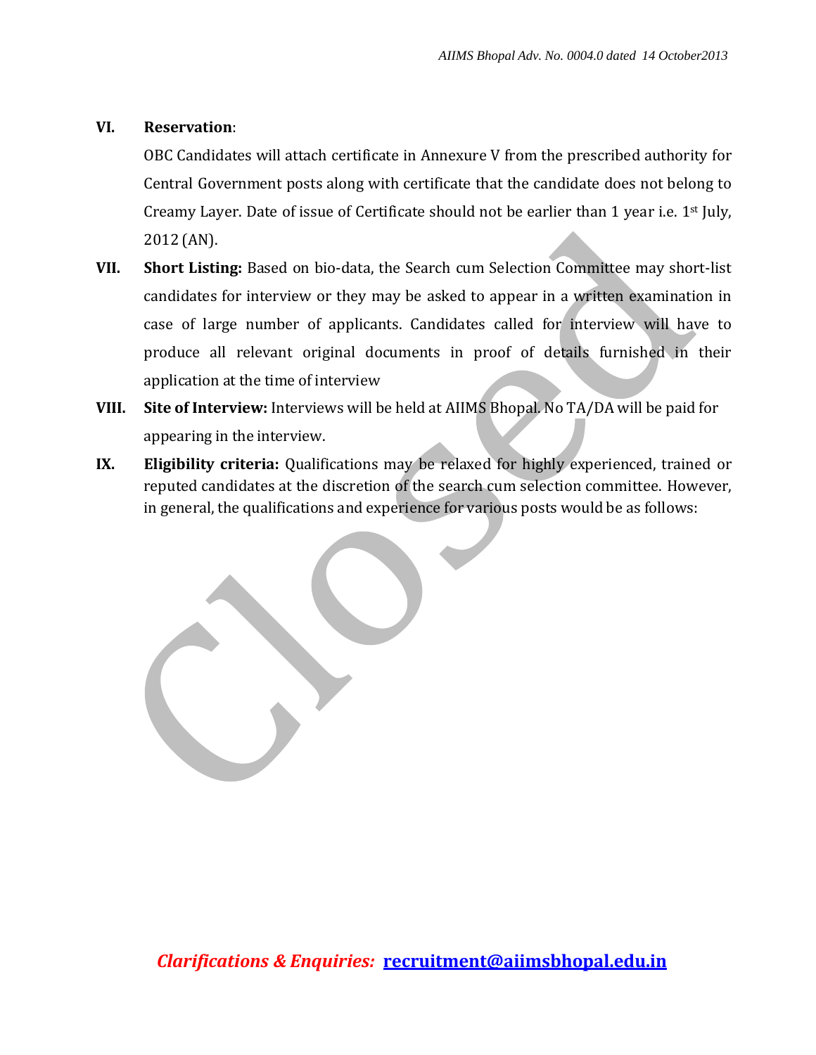**VI. Reservation**:

OBC Candidates will attach certificate in Annexure V from the prescribed authority for Central Government posts along with certificate that the candidate does not belong to Creamy Layer. Date of issue of Certificate should not be earlier than 1 year i.e. 1st July, 2012 (AN).

**VII. Short Listing:** Based on bio-data, the Search cum Selection Committee may short-list candidates for interview or they may be asked to appear in a written examination in case of large number of applicants. Candidates called for interview will have to produce all relevant original documents in proof of details furnished in their application at the time of interview

**VIII. Site of Interview:** Interviews will be held at AIIMS Bhopal. No TA/DA will be paid for appearing in the interview.

**IX. Eligibility criteria:** Qualifications may be relaxed for highly experienced, trained or reputed candidates at the discretion of the search cum selection committee. However, in general, the qualifications and experience for various posts would be as follows:

*Clarifications & Enquiries:* **recruitment@aiimsbhopal.edu.in**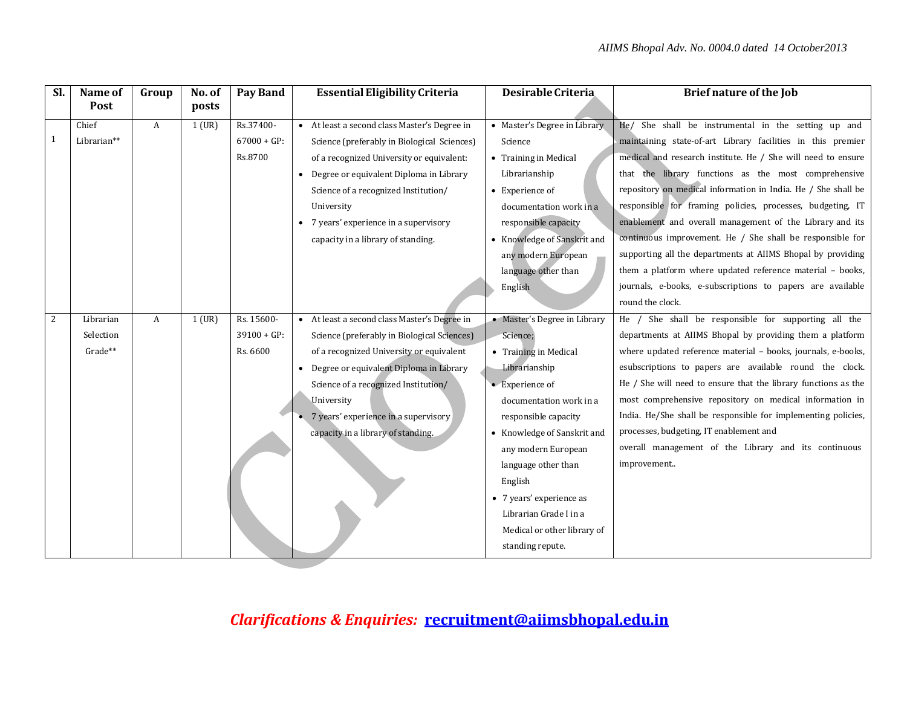| Sl. | Name of Post | Group | No. of posts | Pay Band | Essential Eligibility Criteria | Desirable Criteria | Brief nature of the Job |
|---|---|---|---|---|---|---|---|
| 1 | Chief Librarian** | A | 1 (UR) | Rs.37400-67000 + GP: Rs.8700 | • At least a second class Master's Degree in Science (preferably in Biological Sciences) of a recognized University or equivalent:<br>• Degree or equivalent Diploma in Library Science of a recognized Institution/ University<br>• 7 years' experience in a supervisory capacity in a library of standing. | • Master's Degree in Library Science<br>• Training in Medical Librarianship<br>• Experience of documentation work in a responsible capacity<br>• Knowledge of Sanskrit and any modern European language other than English | He/ She shall be instrumental in the setting up and maintaining state-of-art Library facilities in this premier medical and research institute. He / She will need to ensure that the library functions as the most comprehensive repository on medical information in India. He / She shall be responsible for framing policies, processes, budgeting, IT enablement and overall management of the Library and its continuous improvement. He / She shall be responsible for supporting all the departments at AIIMS Bhopal by providing them a platform where updated reference material – books, journals, e-books, e-subscriptions to papers are available round the clock. |
| 2 | Librarian Selection Grade** | A | 1 (UR) | Rs. 15600-39100 + GP: Rs. 6600 | • At least a second class Master's Degree in Science (preferably in Biological Sciences) of a recognized University or equivalent<br>• Degree or equivalent Diploma in Library Science of a recognized Institution/ University<br>• 7 years' experience in a supervisory capacity in a library of standing. | • Master's Degree in Library Science;<br>• Training in Medical Librarianship<br>• Experience of documentation work in a responsible capacity<br>• Knowledge of Sanskrit and any modern European language other than English<br>• 7 years' experience as Librarian Grade I in a Medical or other library of standing repute. | He / She shall be responsible for supporting all the departments at AIIMS Bhopal by providing them a platform where updated reference material – books, journals, e-books, esubscriptions to papers are available round the clock. He / She will need to ensure that the library functions as the most comprehensive repository on medical information in India. He/She shall be responsible for implementing policies, processes, budgeting, IT enablement and overall management of the Library and its continuous improvement.. |

***Clarifications & Enquiries:*** **recruitment@aiimsbhopal.edu.in**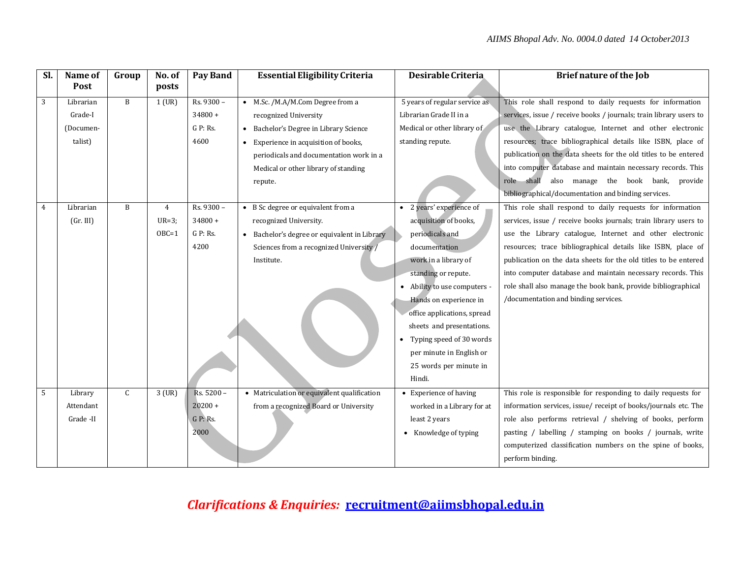| Sl. | Name of Post | Group | No. of posts | Pay Band | Essential Eligibility Criteria | Desirable Criteria | Brief nature of the Job |
|---|---|---|---|---|---|---|---|
| 3 | Librarian Grade-I (Documentalist) | B | 1 (UR) | Rs. 9300 – 34800 + G P: Rs. 4600 | • M.Sc. /M.A/M.Com Degree from a recognized University<br>• Bachelor's Degree in Library Science<br>• Experience in acquisition of books, periodicals and documentation work in a Medical or other library of standing repute. | 5 years of regular service as Librarian Grade II in a Medical or other library of standing repute. | This role shall respond to daily requests for information services, issue / receive books / journals; train library users to use the Library catalogue, Internet and other electronic resources; trace bibliographical details like ISBN, place of publication on the data sheets for the old titles to be entered into computer database and maintain necessary records. This role shall also manage the book bank, provide bibliographical/documentation and binding services. |
| 4 | Librarian (Gr. III) | B | 4 UR=3; OBC=1 | Rs. 9300 – 34800 + G P: Rs. 4200 | • B Sc degree or equivalent from a recognized University.<br>• Bachelor's degree or equivalent in Library Sciences from a recognized University / Institute. | • 2 years' experience of acquisition of books, periodicals and documentation work in a library of standing or repute.<br>• Ability to use computers - Hands on experience in office applications, spread sheets and presentations.<br>• Typing speed of 30 words per minute in English or 25 words per minute in Hindi. | This role shall respond to daily requests for information services, issue / receive books journals; train library users to use the Library catalogue, Internet and other electronic resources; trace bibliographical details like ISBN, place of publication on the data sheets for the old titles to be entered into computer database and maintain necessary records. This role shall also manage the book bank, provide bibliographical /documentation and binding services. |
| 5 | Library Attendant Grade -II | C | 3 (UR) | Rs. 5200 – 20200 + G P: Rs. 2000 | • Matriculation or equivalent qualification from a recognized Board or University | • Experience of having worked in a Library for at least 2 years<br>• Knowledge of typing | This role is responsible for responding to daily requests for information services, issue/ receipt of books/journals etc. The role also performs retrieval / shelving of books, perform pasting / labelling / stamping on books / journals, write computerized classification numbers on the spine of books, perform binding. |

***Clarifications & Enquiries:*** **recruitment@aiimsbhopal.edu.in**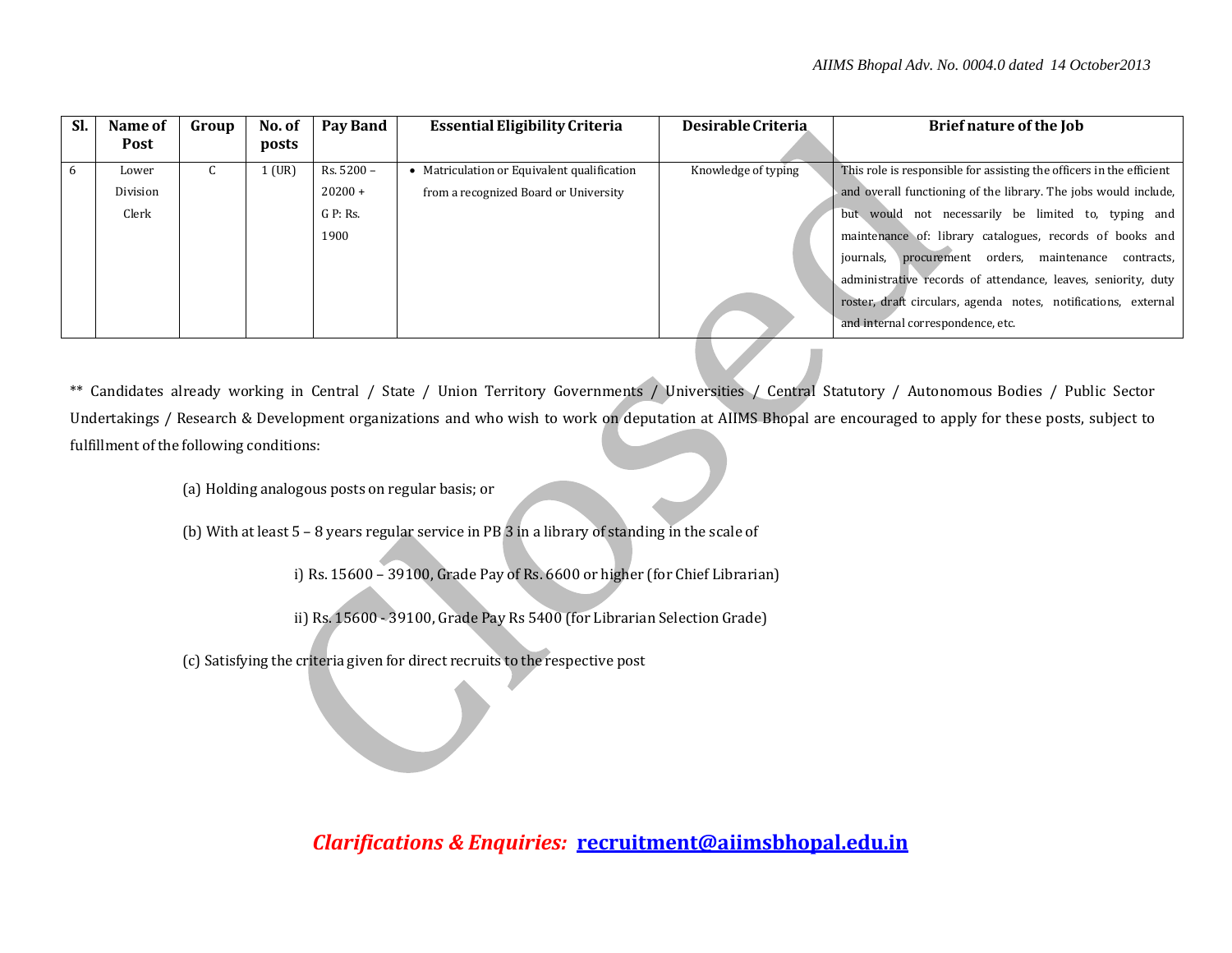| Sl. | Name of Post | Group | No. of posts | Pay Band | Essential Eligibility Criteria | Desirable Criteria | Brief nature of the Job |
|---|---|---|---|---|---|---|---|
| 6 | Lower Division Clerk | C | 1 (UR) | Rs. 5200 – 20200 + G P: Rs. 1900 | • Matriculation or Equivalent qualification from a recognized Board or University | Knowledge of typing | This role is responsible for assisting the officers in the efficient and overall functioning of the library. The jobs would include, but would not necessarily be limited to, typing and maintenance of: library catalogues, records of books and journals, procurement orders, maintenance contracts, administrative records of attendance, leaves, seniority, duty roster, draft circulars, agenda notes, notifications, external and internal correspondence, etc. |

** Candidates already working in Central / State / Union Territory Governments / Universities / Central Statutory / Autonomous Bodies / Public Sector Undertakings / Research & Development organizations and who wish to work on deputation at AIIMS Bhopal are encouraged to apply for these posts, subject to fulfillment of the following conditions:

(a) Holding analogous posts on regular basis; or

(b) With at least 5 – 8 years regular service in PB 3 in a library of standing in the scale of

i) Rs. 15600 – 39100, Grade Pay of Rs. 6600 or higher (for Chief Librarian)

ii) Rs. 15600 - 39100, Grade Pay Rs 5400 (for Librarian Selection Grade)

(c) Satisfying the criteria given for direct recruits to the respective post

***Clarifications & Enquiries:*** **recruitment@aiimsbhopal.edu.in**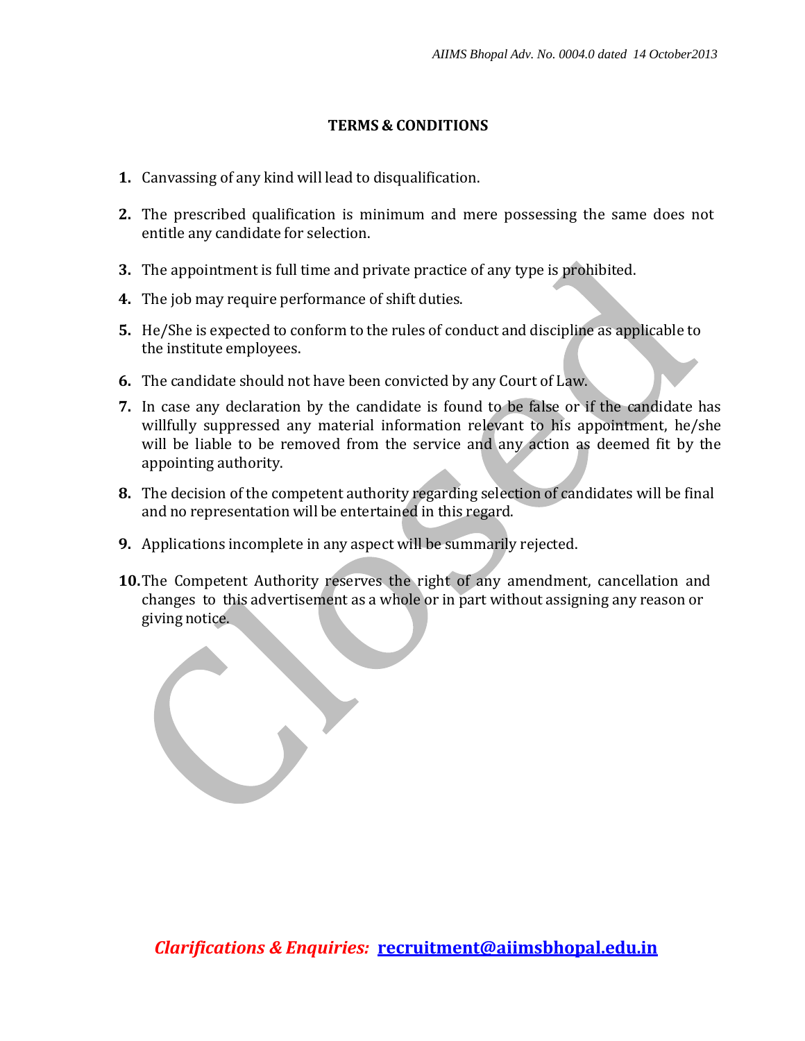## TERMS & CONDITIONS

1. Canvassing of any kind will lead to disqualification.
2. The prescribed qualification is minimum and mere possessing the same does not entitle any candidate for selection.
3. The appointment is full time and private practice of any type is prohibited.
4. The job may require performance of shift duties.
5. He/She is expected to conform to the rules of conduct and discipline as applicable to the institute employees.
6. The candidate should not have been convicted by any Court of Law.
7. In case any declaration by the candidate is found to be false or if the candidate has willfully suppressed any material information relevant to his appointment, he/she will be liable to be removed from the service and any action as deemed fit by the appointing authority.
8. The decision of the competent authority regarding selection of candidates will be final and no representation will be entertained in this regard.
9. Applications incomplete in any aspect will be summarily rejected.
10. The Competent Authority reserves the right of any amendment, cancellation and changes to this advertisement as a whole or in part without assigning any reason or giving notice.

***Clarifications & Enquiries:*** **recruitment@aiimsbhopal.edu.in**